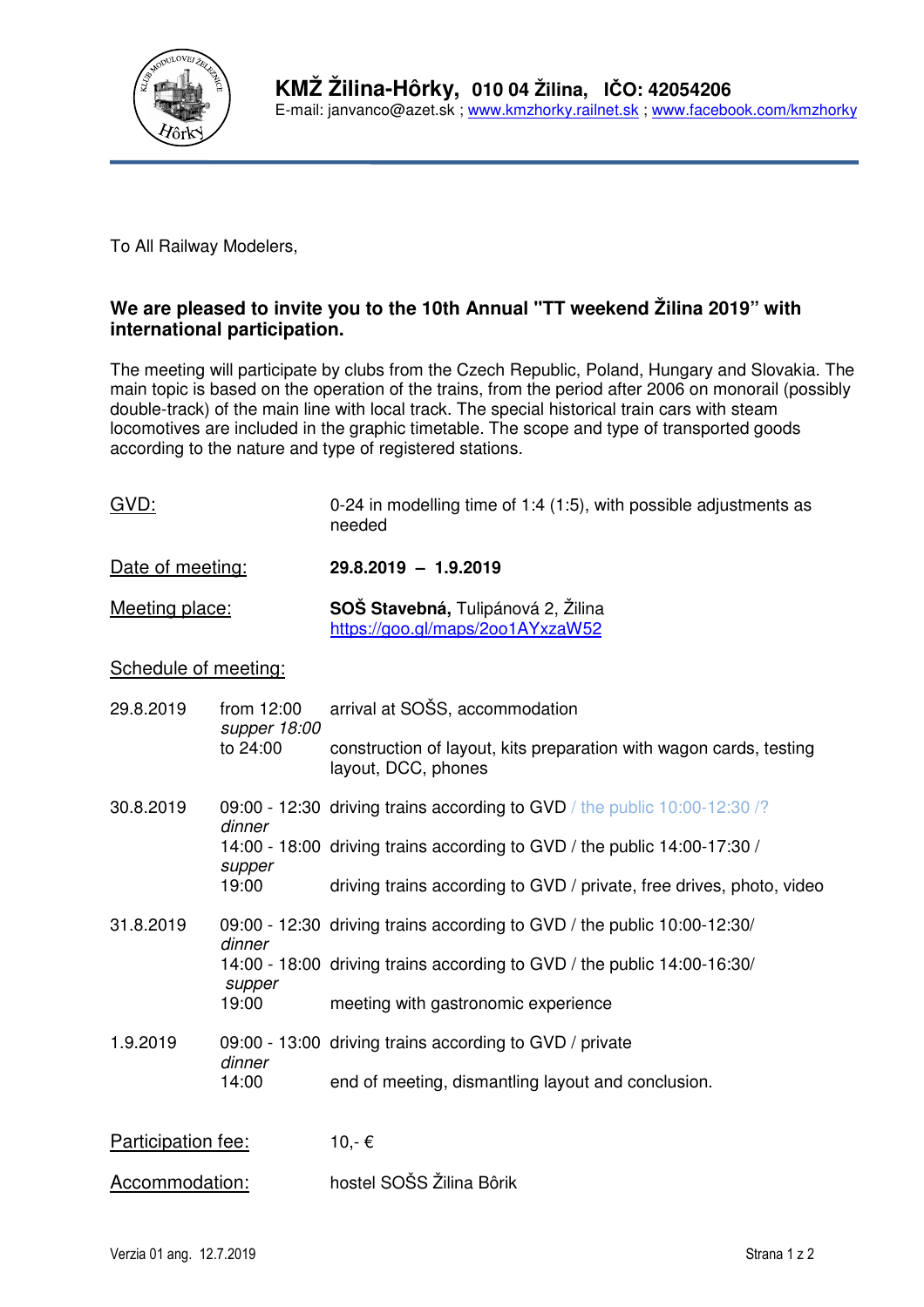**KMŽ Žilina-Hôrky, 010 04 Žilina, IČO: 42054206**

E-mail: janvanco@azet.sk ; www.kmzhorky.railnet.sk ; www.facebook.com/kmzhorky

To All Railway Modelers,

**We are pleased to invite you to the 10th Annual "TT weekend Žilina 2019" with international participation.**

The meeting will participate by clubs from the Czech Republic, Poland, Hungary and Slovakia. The main topic is based on the operation of the trains, from the period after 2006 on monorail (possibly double-track) of the main line with local track. The special historical train cars with steam locomotives are included in the graphic timetable. The scope and type of transported goods according to the nature and type of registered stations.

| | |
|---|---|
| GVD: | 0-24 in modelling time of 1:4 (1:5), with possible adjustments as needed |
| Date of meeting: | **29.8.2019 – 1.9.2019** |
| Meeting place: | **SOŠ Stavebná,** Tulipánová 2, Žilina<br>https://goo.gl/maps/2oo1AYxzaW52 |

Schedule of meeting:

| | | |
|---|---|---|
| 29.8.2019 | from 12:00 | arrival at SOŠS, accommodation |
| | *supper 18:00* | |
| | to 24:00 | construction of layout, kits preparation with wagon cards, testing layout, DCC, phones |
| 30.8.2019 | 09:00 - 12:30 | driving trains according to GVD / the public 10:00-12:30 /? |
| | *dinner* | |
| | 14:00 - 18:00 | driving trains according to GVD / the public 14:00-17:30 / |
| | *supper* | |
| | 19:00 | driving trains according to GVD / private, free drives, photo, video |
| 31.8.2019 | 09:00 - 12:30 | driving trains according to GVD / the public 10:00-12:30/ |
| | *dinner* | |
| | 14:00 - 18:00 | driving trains according to GVD / the public 14:00-16:30/ |
| | *supper* | |
| | 19:00 | meeting with gastronomic experience |
| 1.9.2019 | 09:00 - 13:00 | driving trains according to GVD / private |
| | *dinner* | |
| | 14:00 | end of meeting, dismantling layout and conclusion. |

| | |
|---|---|
| Participation fee: | 10,- € |
| Accommodation: | hostel SOŠS Žilina Bôrik |

Verzia 01 ang. 12.7.2019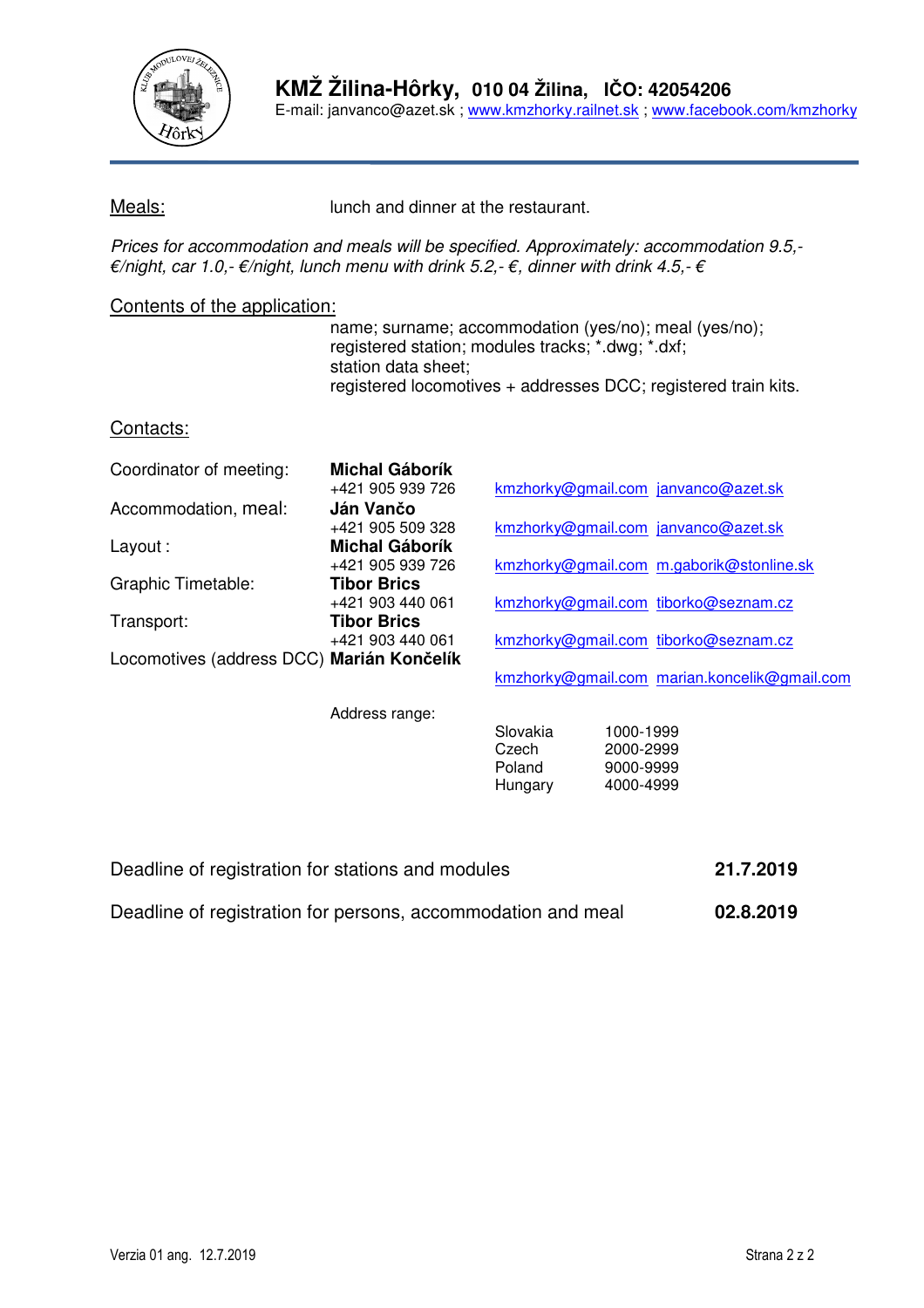**Meals:** lunch and dinner at the restaurant.

*Prices for accommodation and meals will be specified. Approximately: accommodation 9.5,- €/night, car 1.0,- €/night, lunch menu with drink 5.2,- €, dinner with drink 4.5,- €*

**Contents of the application:**

name; surname; accommodation (yes/no); meal (yes/no);
registered station; modules tracks; *.dwg; *.dxf;
station data sheet;
registered locomotives + addresses DCC; registered train kits.

**Contacts:**

| | | | |
|---|---|---|---|
| Coordinator of meeting: | **Michal Gáborík** +421 905 939 726 | kmzhorky@gmail.com | janvanco@azet.sk |
| Accommodation, meal: | **Ján Vančo** +421 905 509 328 | kmzhorky@gmail.com | janvanco@azet.sk |
| Layout : | **Michal Gáborík** +421 905 939 726 | kmzhorky@gmail.com | m.gaborik@stonline.sk |
| Graphic Timetable: | **Tibor Brics** +421 903 440 061 | kmzhorky@gmail.com | tiborko@seznam.cz |
| Transport: | **Tibor Brics** +421 903 440 061 | kmzhorky@gmail.com | tiborko@seznam.cz |
| Locomotives (address DCC) | **Marián Končelík** | kmzhorky@gmail.com | marian.koncelik@gmail.com |

Address range:

| | |
|---|---|
| Slovakia | 1000-1999 |
| Czech | 2000-2999 |
| Poland | 9000-9999 |
| Hungary | 4000-4999 |

| | |
|---|---|
| Deadline of registration for stations and modules | **21.7.2019** |
| Deadline of registration for persons, accommodation and meal | **02.8.2019** |

Verzia 01 ang. 12.7.2019